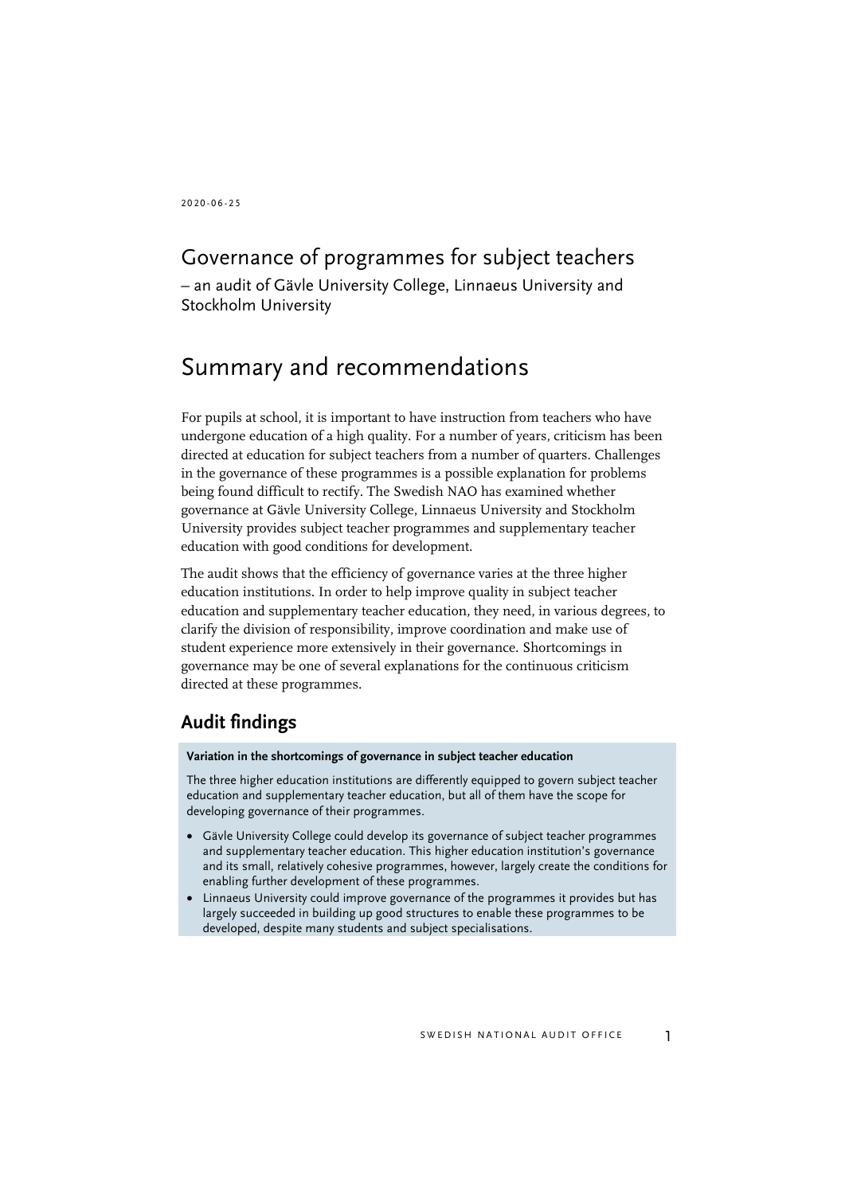2020-06-25

# Governance of programmes for subject teachers

– an audit of Gävle University College, Linnaeus University and Stockholm University

# Summary and recommendations

For pupils at school, it is important to have instruction from teachers who have undergone education of a high quality. For a number of years, criticism has been directed at education for subject teachers from a number of quarters. Challenges in the governance of these programmes is a possible explanation for problems being found difficult to rectify. The Swedish NAO has examined whether governance at Gävle University College, Linnaeus University and Stockholm University provides subject teacher programmes and supplementary teacher education with good conditions for development.

The audit shows that the efficiency of governance varies at the three higher education institutions. In order to help improve quality in subject teacher education and supplementary teacher education, they need, in various degrees, to clarify the division of responsibility, improve coordination and make use of student experience more extensively in their governance. Shortcomings in governance may be one of several explanations for the continuous criticism directed at these programmes.

## Audit findings

**Variation in the shortcomings of governance in subject teacher education**

The three higher education institutions are differently equipped to govern subject teacher education and supplementary teacher education, but all of them have the scope for developing governance of their programmes.

- Gävle University College could develop its governance of subject teacher programmes and supplementary teacher education. This higher education institution's governance and its small, relatively cohesive programmes, however, largely create the conditions for enabling further development of these programmes.
- Linnaeus University could improve governance of the programmes it provides but has largely succeeded in building up good structures to enable these programmes to be developed, despite many students and subject specialisations.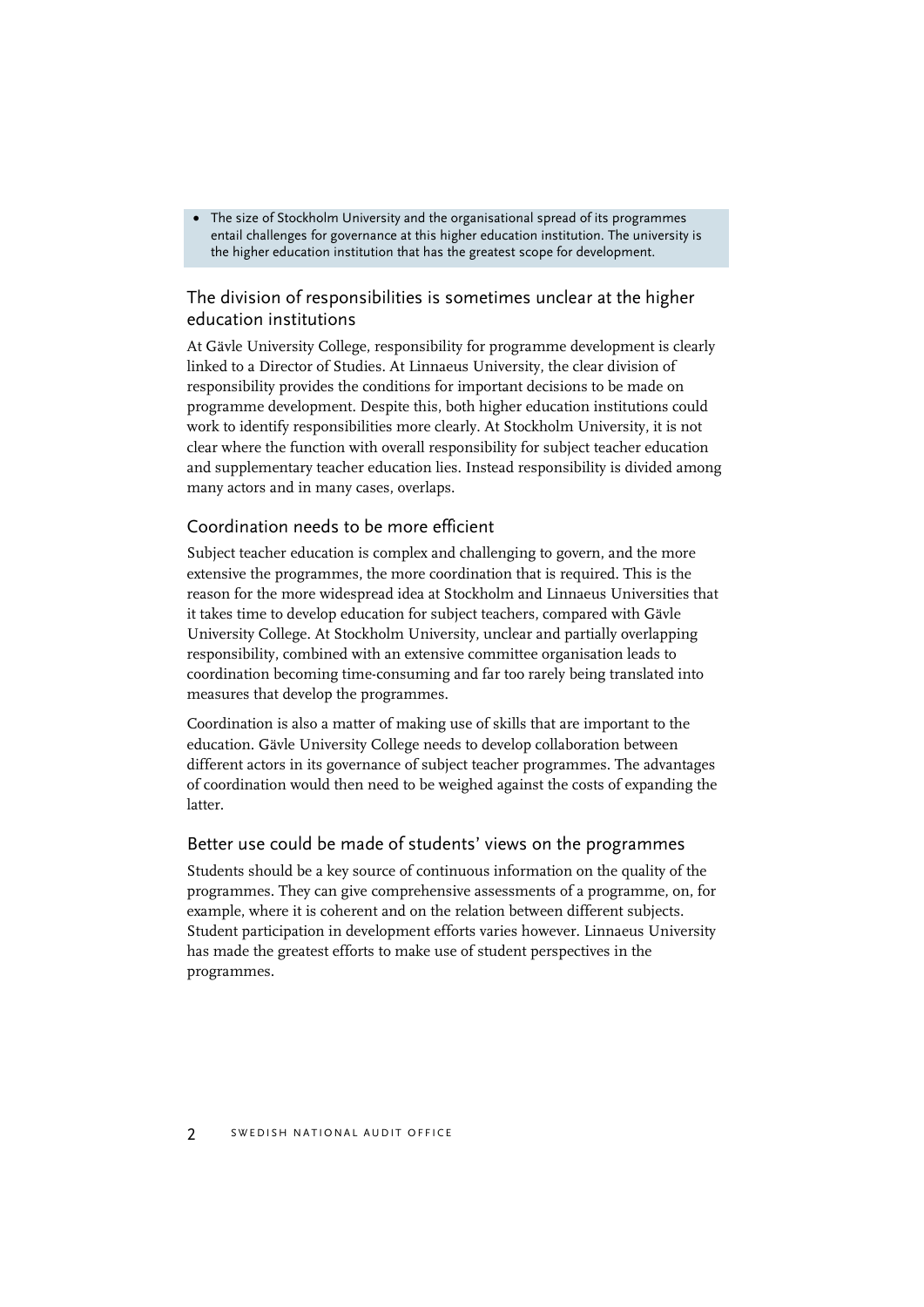- The size of Stockholm University and the organisational spread of its programmes entail challenges for governance at this higher education institution. The university is the higher education institution that has the greatest scope for development.

## The division of responsibilities is sometimes unclear at the higher education institutions

At Gävle University College, responsibility for programme development is clearly linked to a Director of Studies. At Linnaeus University, the clear division of responsibility provides the conditions for important decisions to be made on programme development. Despite this, both higher education institutions could work to identify responsibilities more clearly. At Stockholm University, it is not clear where the function with overall responsibility for subject teacher education and supplementary teacher education lies. Instead responsibility is divided among many actors and in many cases, overlaps.

## Coordination needs to be more efficient

Subject teacher education is complex and challenging to govern, and the more extensive the programmes, the more coordination that is required. This is the reason for the more widespread idea at Stockholm and Linnaeus Universities that it takes time to develop education for subject teachers, compared with Gävle University College. At Stockholm University, unclear and partially overlapping responsibility, combined with an extensive committee organisation leads to coordination becoming time-consuming and far too rarely being translated into measures that develop the programmes.

Coordination is also a matter of making use of skills that are important to the education. Gävle University College needs to develop collaboration between different actors in its governance of subject teacher programmes. The advantages of coordination would then need to be weighed against the costs of expanding the latter.

## Better use could be made of students' views on the programmes

Students should be a key source of continuous information on the quality of the programmes. They can give comprehensive assessments of a programme, on, for example, where it is coherent and on the relation between different subjects. Student participation in development efforts varies however. Linnaeus University has made the greatest efforts to make use of student perspectives in the programmes.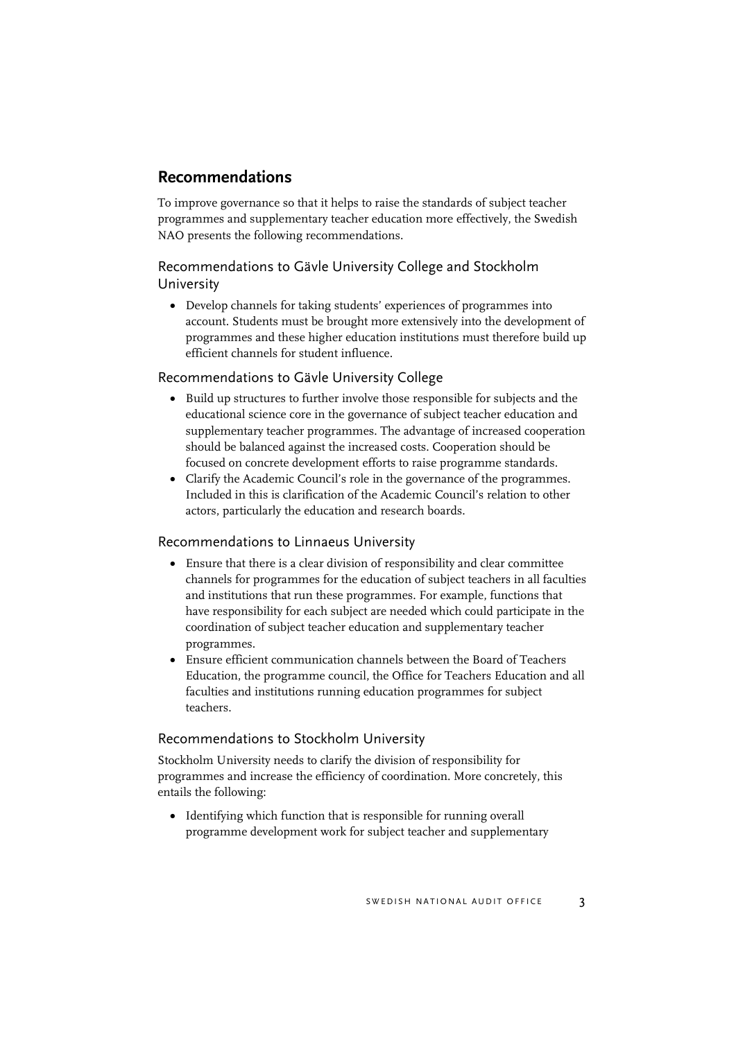## Recommendations

To improve governance so that it helps to raise the standards of subject teacher programmes and supplementary teacher education more effectively, the Swedish NAO presents the following recommendations.

### Recommendations to Gävle University College and Stockholm University

- Develop channels for taking students' experiences of programmes into account. Students must be brought more extensively into the development of programmes and these higher education institutions must therefore build up efficient channels for student influence.

### Recommendations to Gävle University College

- Build up structures to further involve those responsible for subjects and the educational science core in the governance of subject teacher education and supplementary teacher programmes. The advantage of increased cooperation should be balanced against the increased costs. Cooperation should be focused on concrete development efforts to raise programme standards.
- Clarify the Academic Council's role in the governance of the programmes. Included in this is clarification of the Academic Council's relation to other actors, particularly the education and research boards.

### Recommendations to Linnaeus University

- Ensure that there is a clear division of responsibility and clear committee channels for programmes for the education of subject teachers in all faculties and institutions that run these programmes. For example, functions that have responsibility for each subject are needed which could participate in the coordination of subject teacher education and supplementary teacher programmes.
- Ensure efficient communication channels between the Board of Teachers Education, the programme council, the Office for Teachers Education and all faculties and institutions running education programmes for subject teachers.

### Recommendations to Stockholm University

Stockholm University needs to clarify the division of responsibility for programmes and increase the efficiency of coordination. More concretely, this entails the following:

- Identifying which function that is responsible for running overall programme development work for subject teacher and supplementary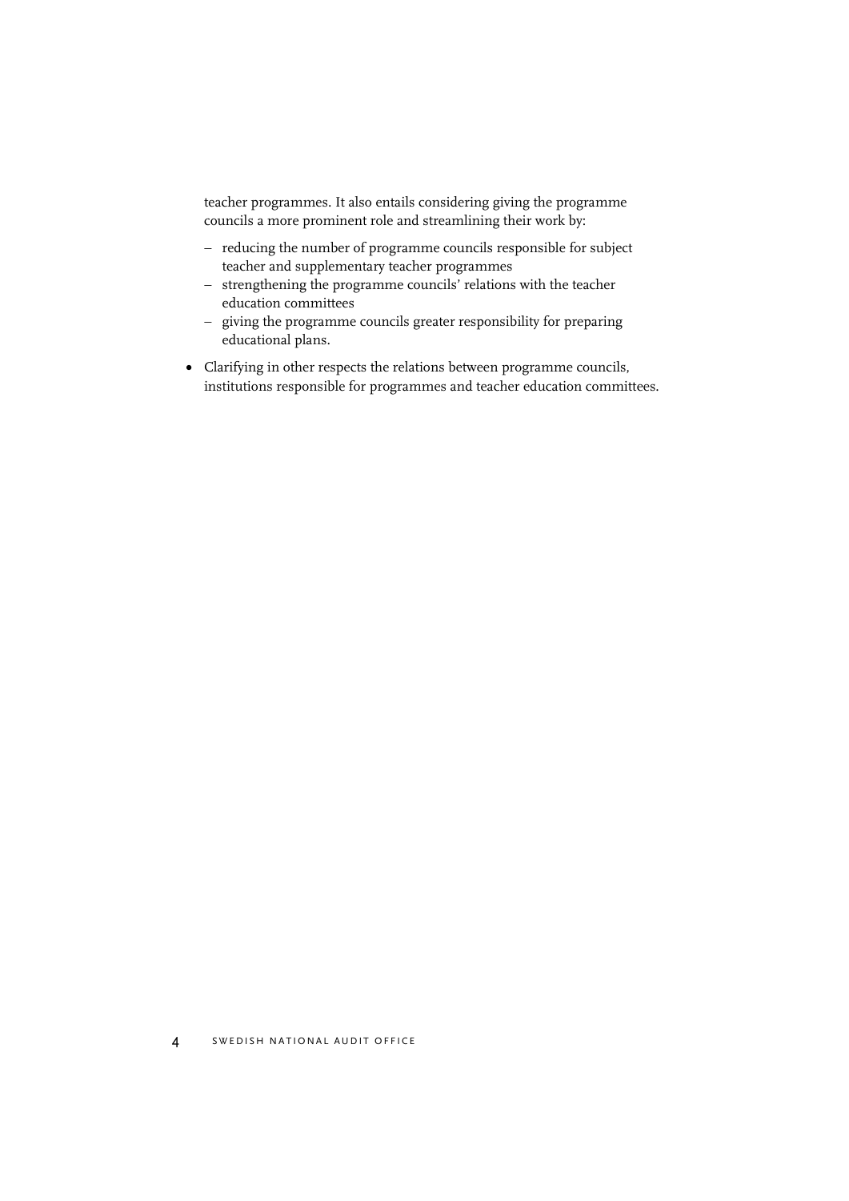teacher programmes. It also entails considering giving the programme councils a more prominent role and streamlining their work by:

  - reducing the number of programme councils responsible for subject teacher and supplementary teacher programmes
  - strengthening the programme councils' relations with the teacher education committees
  - giving the programme councils greater responsibility for preparing educational plans.

- Clarifying in other respects the relations between programme councils, institutions responsible for programmes and teacher education committees.